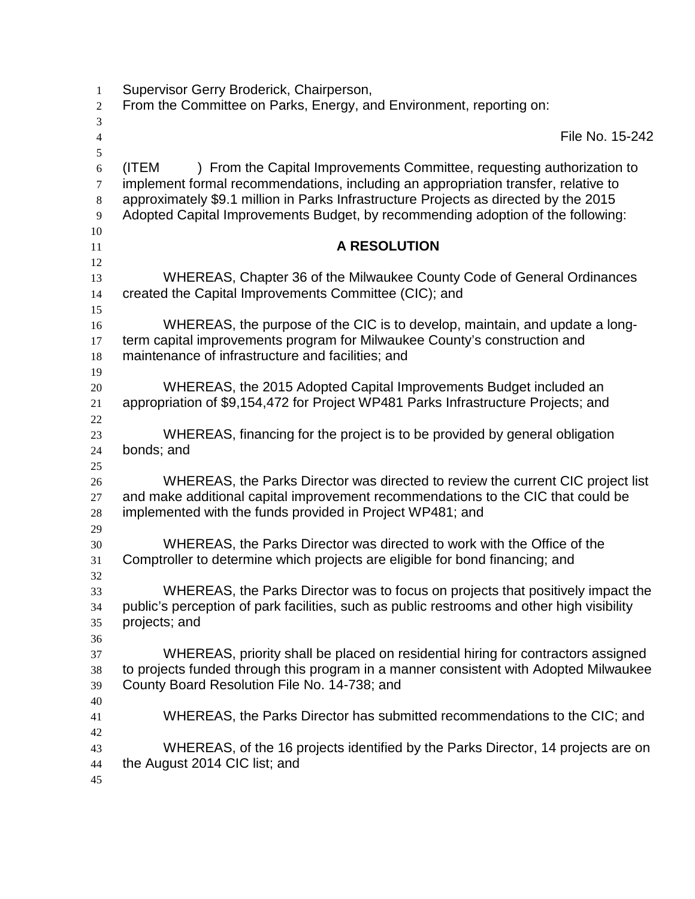Supervisor Gerry Broderick, Chairperson,
From the Committee on Parks, Energy, and Environment, reporting on:

File No. 15-242

(ITEM ) From the Capital Improvements Committee, requesting authorization to implement formal recommendations, including an appropriation transfer, relative to approximately $9.1 million in Parks Infrastructure Projects as directed by the 2015 Adopted Capital Improvements Budget, by recommending adoption of the following:

**A RESOLUTION**

WHEREAS, Chapter 36 of the Milwaukee County Code of General Ordinances created the Capital Improvements Committee (CIC); and

WHEREAS, the purpose of the CIC is to develop, maintain, and update a long-term capital improvements program for Milwaukee County's construction and maintenance of infrastructure and facilities; and

WHEREAS, the 2015 Adopted Capital Improvements Budget included an appropriation of $9,154,472 for Project WP481 Parks Infrastructure Projects; and

WHEREAS, financing for the project is to be provided by general obligation bonds; and

WHEREAS, the Parks Director was directed to review the current CIC project list and make additional capital improvement recommendations to the CIC that could be implemented with the funds provided in Project WP481; and

WHEREAS, the Parks Director was directed to work with the Office of the Comptroller to determine which projects are eligible for bond financing; and

WHEREAS, the Parks Director was to focus on projects that positively impact the public's perception of park facilities, such as public restrooms and other high visibility projects; and

WHEREAS, priority shall be placed on residential hiring for contractors assigned to projects funded through this program in a manner consistent with Adopted Milwaukee County Board Resolution File No. 14-738; and

WHEREAS, the Parks Director has submitted recommendations to the CIC; and

WHEREAS, of the 16 projects identified by the Parks Director, 14 projects are on the August 2014 CIC list; and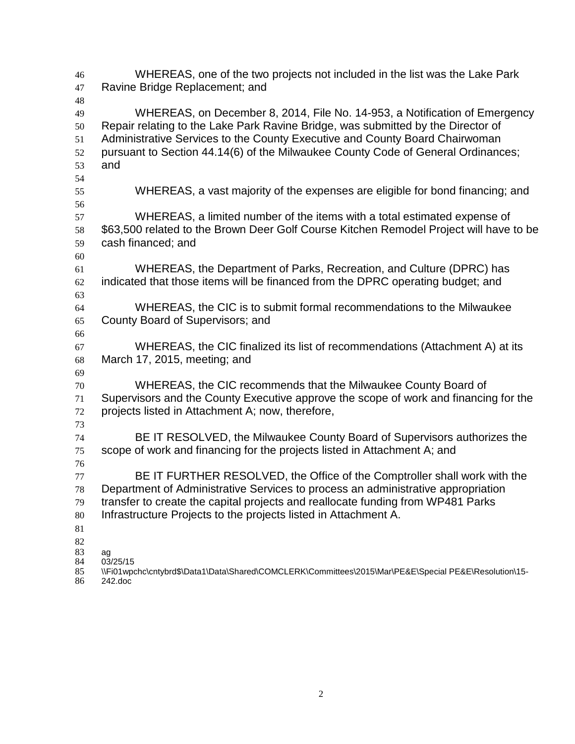WHEREAS, one of the two projects not included in the list was the Lake Park Ravine Bridge Replacement; and

WHEREAS, on December 8, 2014, File No. 14-953, a Notification of Emergency Repair relating to the Lake Park Ravine Bridge, was submitted by the Director of Administrative Services to the County Executive and County Board Chairwoman pursuant to Section 44.14(6) of the Milwaukee County Code of General Ordinances; and

WHEREAS, a vast majority of the expenses are eligible for bond financing; and

WHEREAS, a limited number of the items with a total estimated expense of $63,500 related to the Brown Deer Golf Course Kitchen Remodel Project will have to be cash financed; and

WHEREAS, the Department of Parks, Recreation, and Culture (DPRC) has indicated that those items will be financed from the DPRC operating budget; and

WHEREAS, the CIC is to submit formal recommendations to the Milwaukee County Board of Supervisors; and

WHEREAS, the CIC finalized its list of recommendations (Attachment A) at its March 17, 2015, meeting; and

WHEREAS, the CIC recommends that the Milwaukee County Board of Supervisors and the County Executive approve the scope of work and financing for the projects listed in Attachment A; now, therefore,

BE IT RESOLVED, the Milwaukee County Board of Supervisors authorizes the scope of work and financing for the projects listed in Attachment A; and

BE IT FURTHER RESOLVED, the Office of the Comptroller shall work with the Department of Administrative Services to process an administrative appropriation transfer to create the capital projects and reallocate funding from WP481 Parks Infrastructure Projects to the projects listed in Attachment A.

ag
03/25/15
\\Fi01wpchc\cntybrd$\Data1\Data\Shared\COMCLERK\Committees\2015\Mar\PE&E\Special PE&E\Resolution\15-242.doc